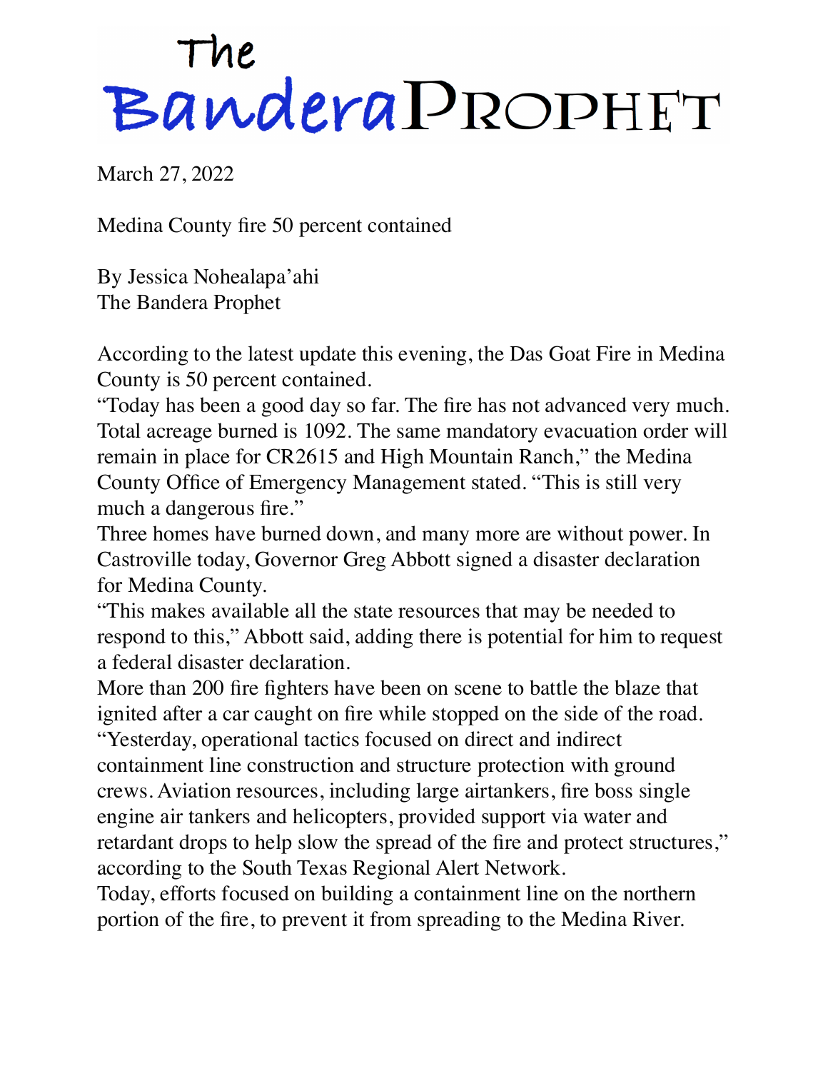# The Bandera Prophet

March 27, 2022

## Medina County fire 50 percent contained

By Jessica Nohealapa'ahi
The Bandera Prophet

According to the latest update this evening, the Das Goat Fire in Medina County is 50 percent contained.

"Today has been a good day so far. The fire has not advanced very much. Total acreage burned is 1092. The same mandatory evacuation order will remain in place for CR2615 and High Mountain Ranch," the Medina County Office of Emergency Management stated. "This is still very much a dangerous fire."

Three homes have burned down, and many more are without power. In Castroville today, Governor Greg Abbott signed a disaster declaration for Medina County.

"This makes available all the state resources that may be needed to respond to this," Abbott said, adding there is potential for him to request a federal disaster declaration.

More than 200 fire fighters have been on scene to battle the blaze that ignited after a car caught on fire while stopped on the side of the road.

"Yesterday, operational tactics focused on direct and indirect containment line construction and structure protection with ground crews. Aviation resources, including large airtankers, fire boss single engine air tankers and helicopters, provided support via water and retardant drops to help slow the spread of the fire and protect structures," according to the South Texas Regional Alert Network.

Today, efforts focused on building a containment line on the northern portion of the fire, to prevent it from spreading to the Medina River.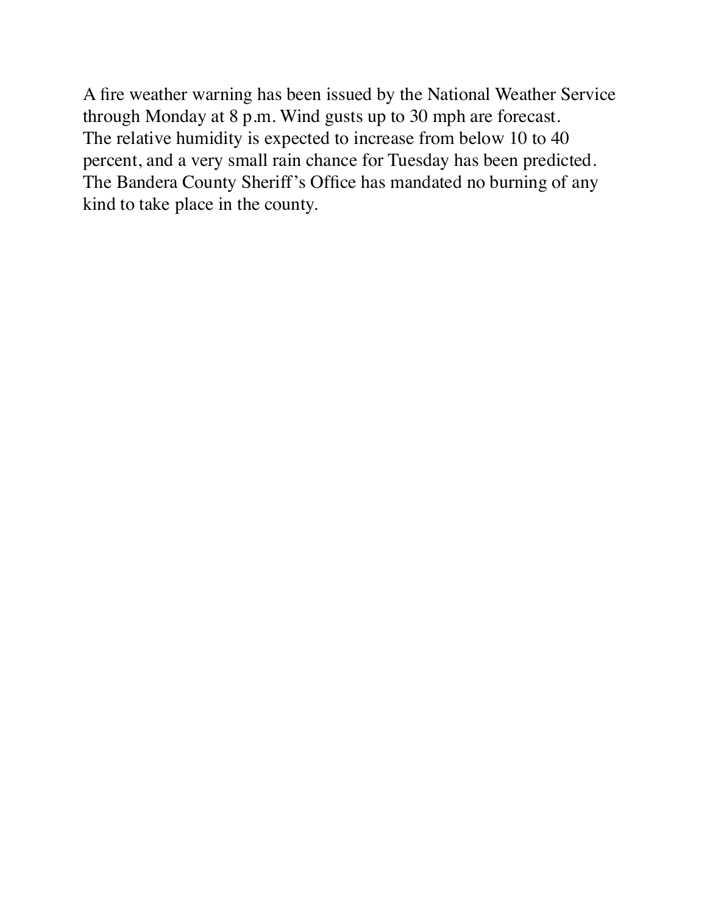A fire weather warning has been issued by the National Weather Service through Monday at 8 p.m. Wind gusts up to 30 mph are forecast. The relative humidity is expected to increase from below 10 to 40 percent, and a very small rain chance for Tuesday has been predicted. The Bandera County Sheriff's Office has mandated no burning of any kind to take place in the county.